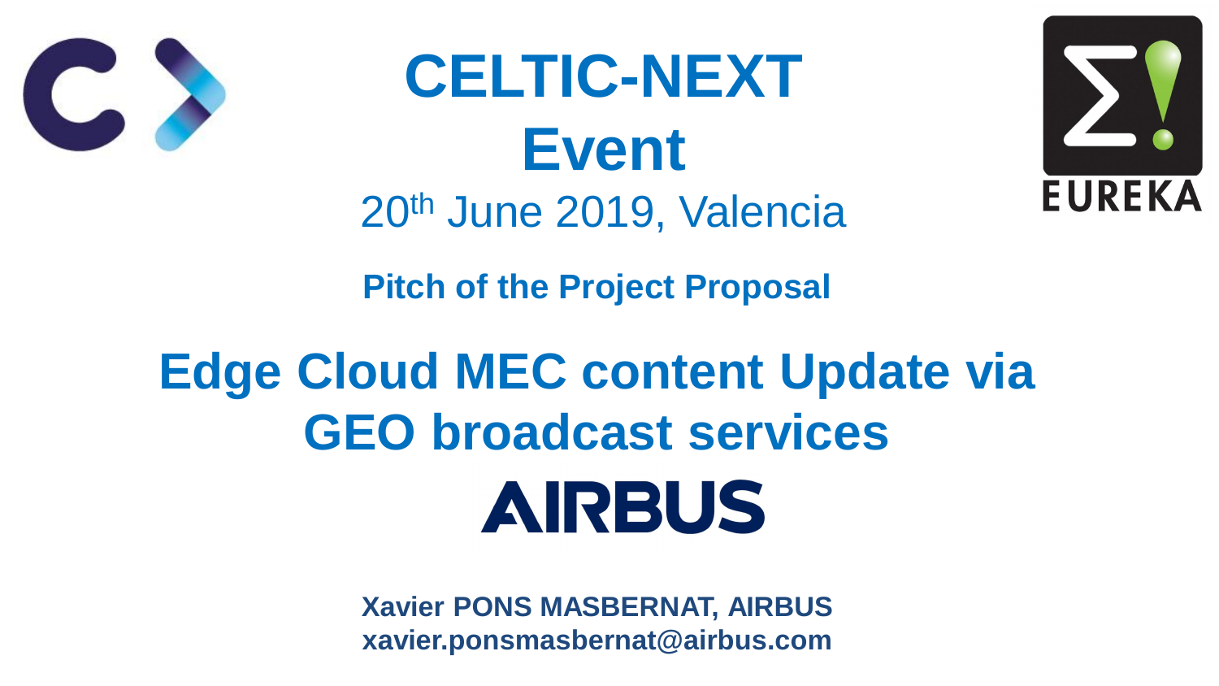# CELTIC-NEXT Event

20th June 2019, Valencia

**Pitch of the Project Proposal**

## Edge Cloud MEC content Update via GEO broadcast services

AIRBUS

**Xavier PONS MASBERNAT, AIRBUS**
**xavier.ponsmasbernat@airbus.com**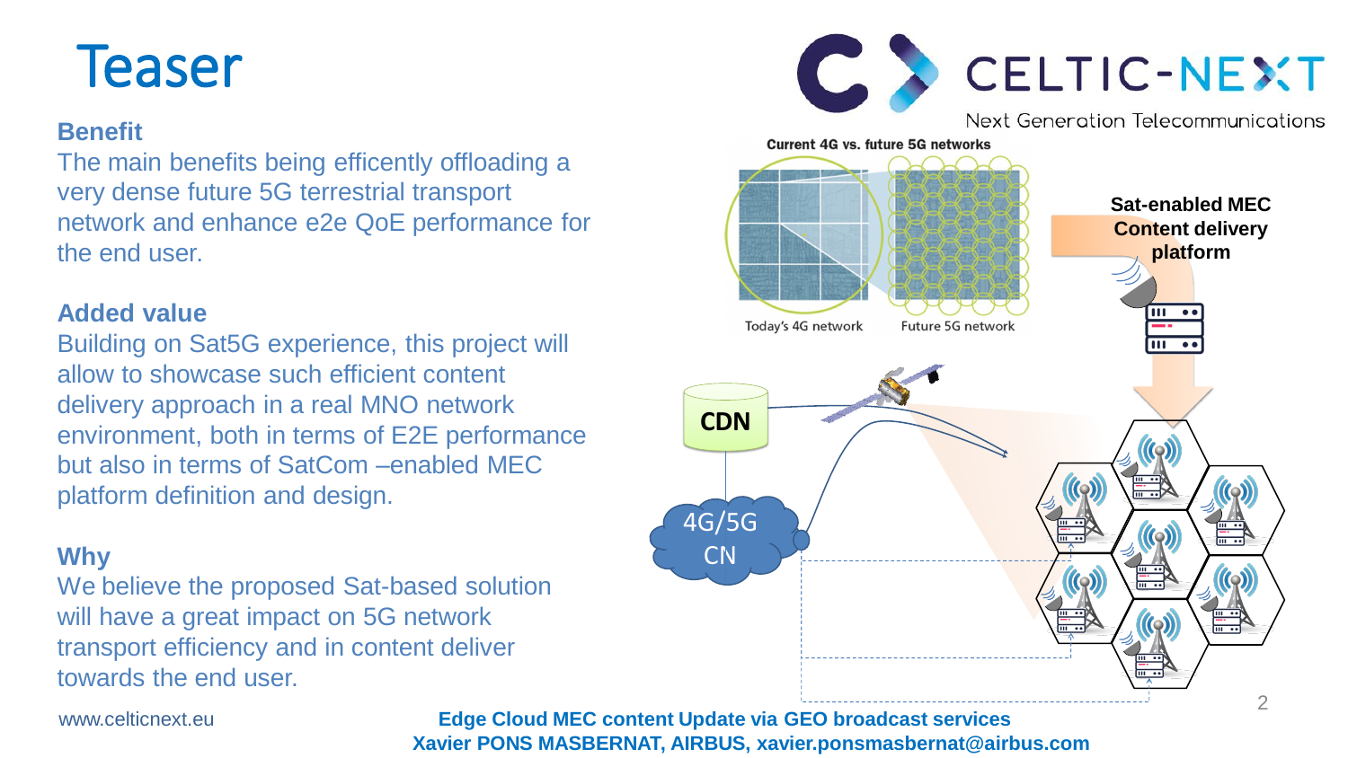# Teaser

**Benefit**

The main benefits being efficently offloading a very dense future 5G terrestrial transport network and enhance e2e QoE performance for the end user.

**Added value**

Building on Sat5G experience, this project will allow to showcase such efficient content delivery approach in a real MNO network environment, both in terms of E2E performance but also in terms of SatCom –enabled MEC platform definition and design.

**Why**

We believe the proposed Sat-based solution will have a great impact on 5G network transport efficiency and in content deliver towards the end user.

Current 4G vs. future 5G networks

Today's 4G network | Future 5G network

Sat-enabled MEC Content delivery platform

CDN

4G/5G CN

**Edge Cloud MEC content Update via GEO broadcast services**
**Xavier PONS MASBERNAT, AIRBUS, xavier.ponsmasbernat@airbus.com**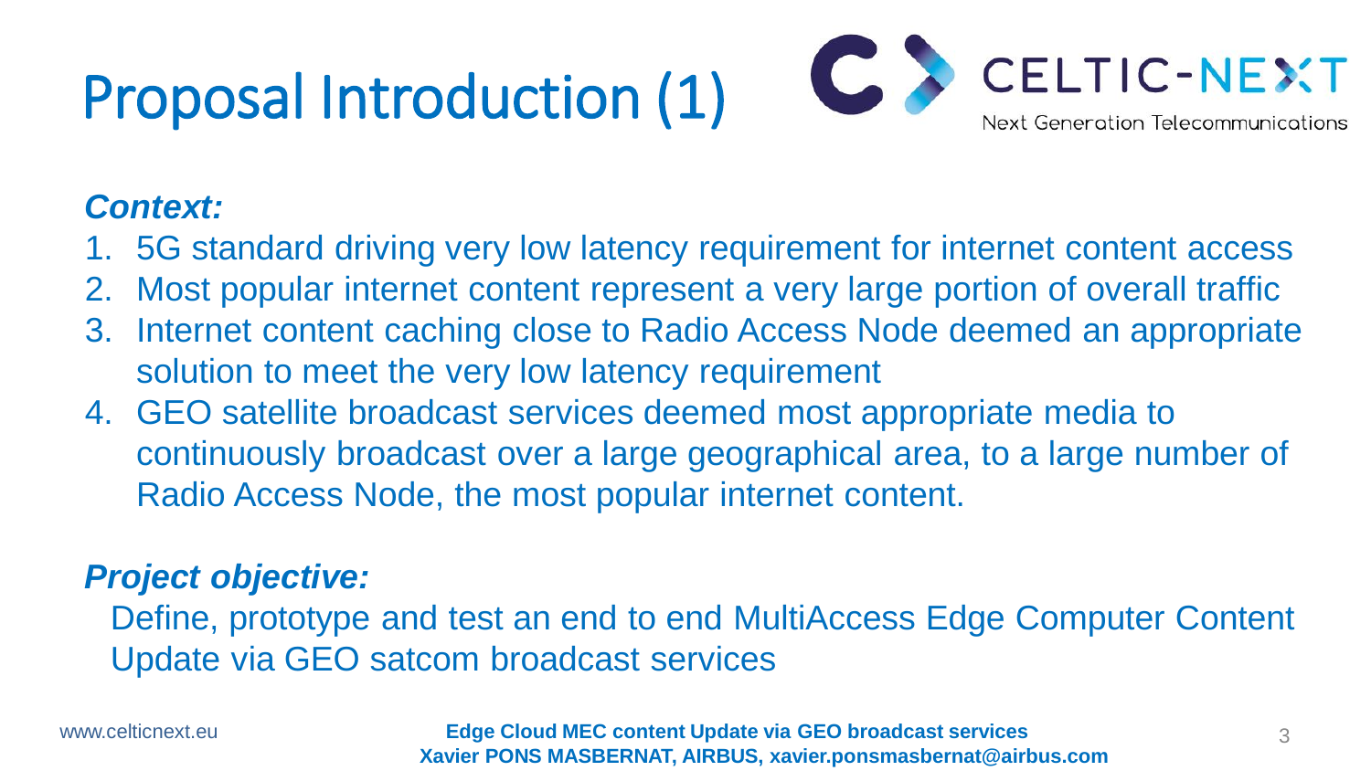# Proposal Introduction (1)

***Context:***

1. 5G standard driving very low latency requirement for internet content access
2. Most popular internet content represent a very large portion of overall traffic
3. Internet content caching close to Radio Access Node deemed an appropriate solution to meet the very low latency requirement
4. GEO satellite broadcast services deemed most appropriate media to continuously broadcast over a large geographical area, to a large number of Radio Access Node, the most popular internet content.

***Project objective:***

Define, prototype and test an end to end MultiAccess Edge Computer Content Update via GEO satcom broadcast services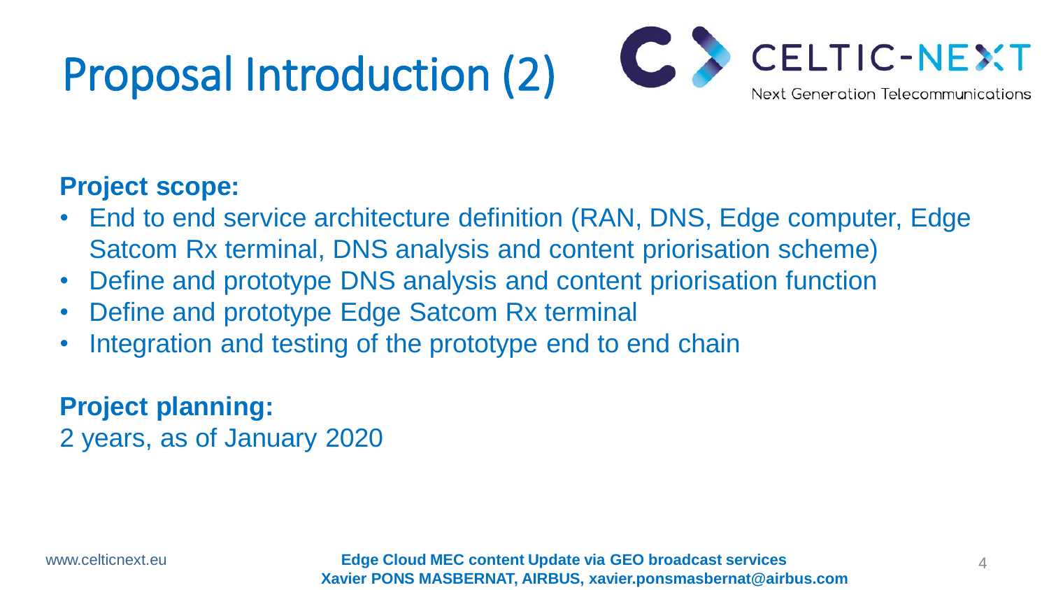# Proposal Introduction (2)

**Project scope:**

- End to end service architecture definition (RAN, DNS, Edge computer, Edge Satcom Rx terminal, DNS analysis and content priorisation scheme)
- Define and prototype DNS analysis and content priorisation function
- Define and prototype Edge Satcom Rx terminal
- Integration and testing of the prototype end to end chain

**Project planning:**

2 years, as of January 2020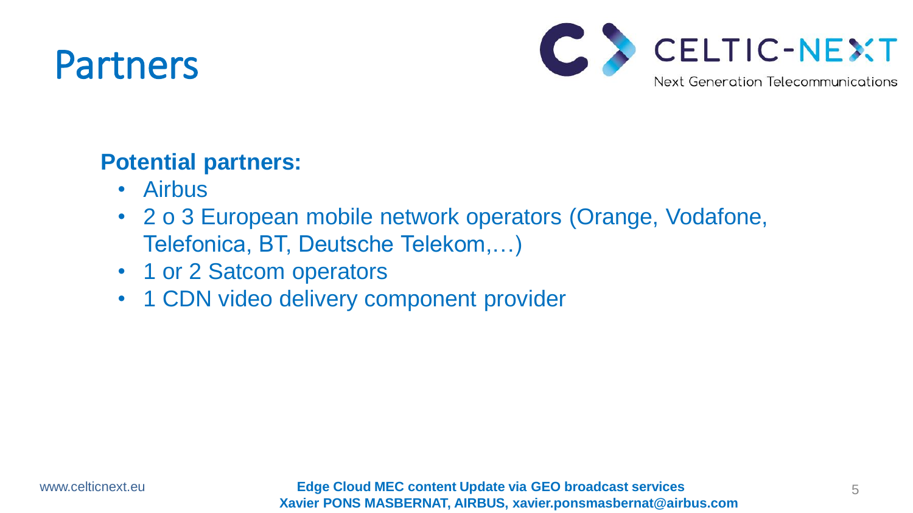# Partners

**Potential partners:**

- Airbus
- 2 o 3 European mobile network operators (Orange, Vodafone, Telefonica, BT, Deutsche Telekom,…)
- 1 or 2 Satcom operators
- 1 CDN video delivery component provider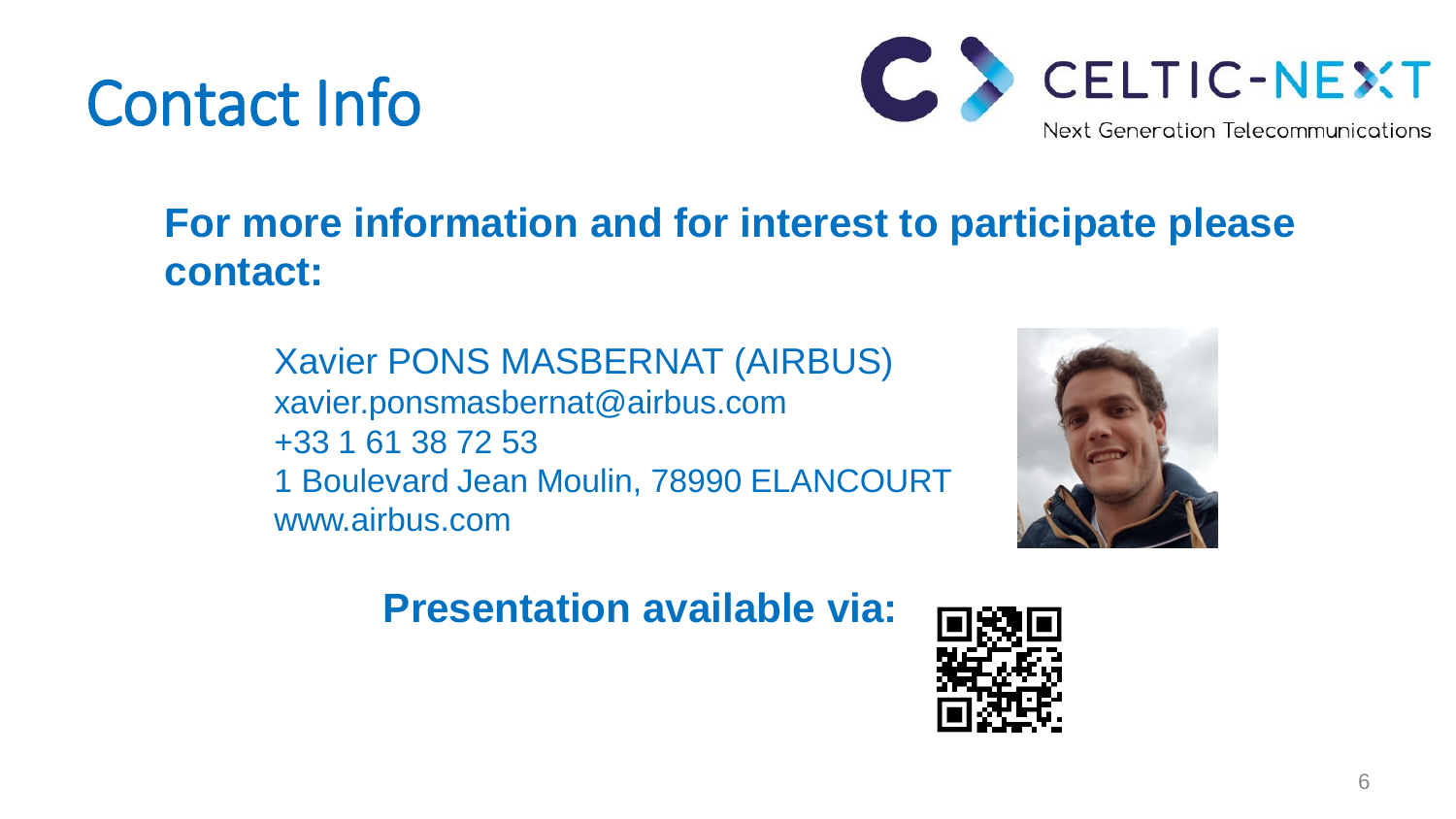# Contact Info

CELTIC-NEXT

Next Generation Telecommunications

**For more information and for interest to participate please contact:**

Xavier PONS MASBERNAT (AIRBUS)
xavier.ponsmasbernat@airbus.com
+33 1 61 38 72 53
1 Boulevard Jean Moulin, 78990 ELANCOURT
www.airbus.com

**Presentation available via:**